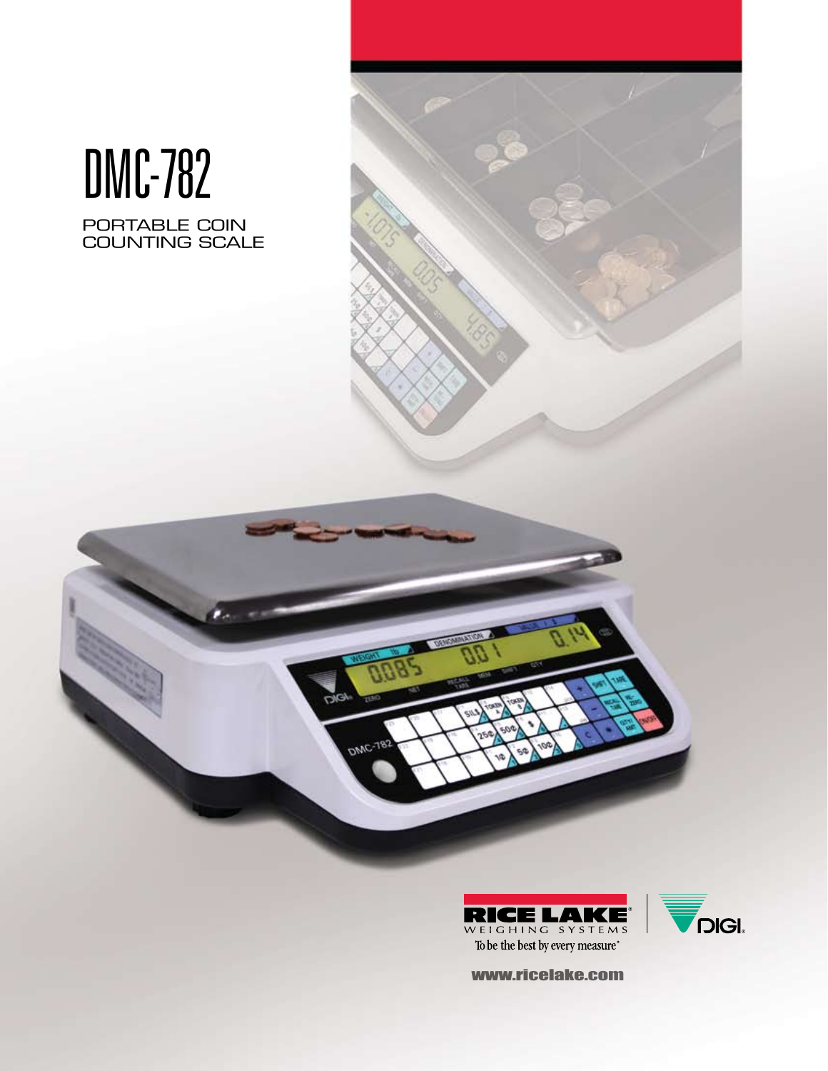# DMC-782

PORTABLE COIN COUNTING SCALE

RICE LAKE WEIGHING SYSTEMS

To be the best by every measure®

DIGI

www.ricelake.com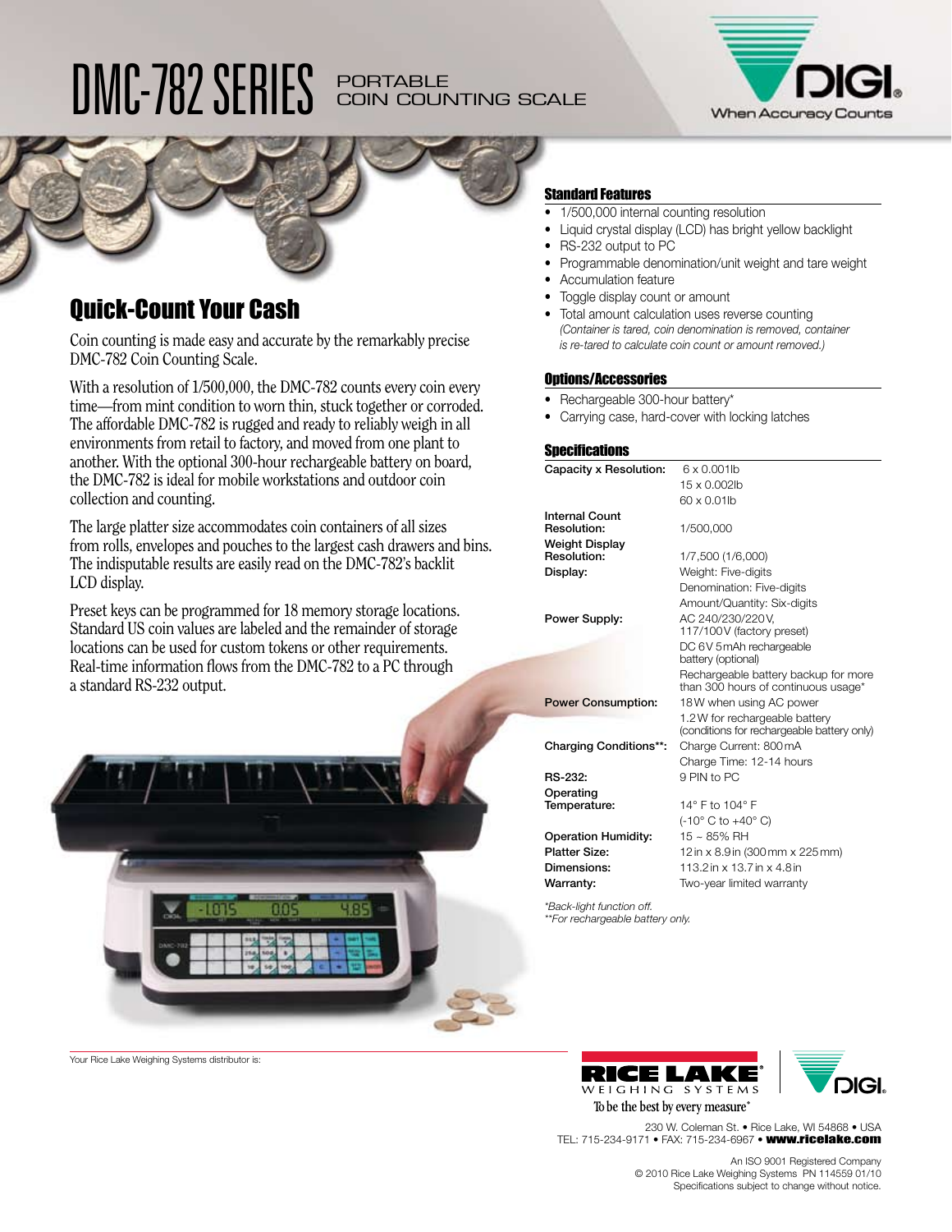# DMC-782 SERIES PORTABLE COIN COUNTING SCALE

DIGI
When Accuracy Counts

## Quick-Count Your Cash

Coin counting is made easy and accurate by the remarkably precise DMC-782 Coin Counting Scale.

With a resolution of 1/500,000, the DMC-782 counts every coin every time—from mint condition to worn thin, stuck together or corroded. The affordable DMC-782 is rugged and ready to reliably weigh in all environments from retail to factory, and moved from one plant to another. With the optional 300-hour rechargeable battery on board, the DMC-782 is ideal for mobile workstations and outdoor coin collection and counting.

The large platter size accommodates coin containers of all sizes from rolls, envelopes and pouches to the largest cash drawers and bins. The indisputable results are easily read on the DMC-782's backlit LCD display.

Preset keys can be programmed for 18 memory storage locations. Standard US coin values are labeled and the remainder of storage locations can be used for custom tokens or other requirements. Real-time information flows from the DMC-782 to a PC through a standard RS-232 output.

### Standard Features

- 1/500,000 internal counting resolution
- Liquid crystal display (LCD) has bright yellow backlight
- RS-232 output to PC
- Programmable denomination/unit weight and tare weight
- Accumulation feature
- Toggle display count or amount
- Total amount calculation uses reverse counting
  *(Container is tared, coin denomination is removed, container is re-tared to calculate coin count or amount removed.)*

### Options/Accessories

- Rechargeable 300-hour battery*
- Carrying case, hard-cover with locking latches

### Specifications

| | |
|---|---|
| **Capacity x Resolution:** | 6 x 0.001lb<br>15 x 0.002lb<br>60 x 0.01lb |
| **Internal Count Resolution:** | 1/500,000 |
| **Weight Display Resolution:** | 1/7,500 (1/6,000) |
| **Display:** | Weight: Five-digits<br>Denomination: Five-digits<br>Amount/Quantity: Six-digits |
| **Power Supply:** | AC 240/230/220 V, 117/100 V (factory preset)<br>DC 6V 5 mAh rechargeable battery (optional)<br>Rechargeable battery backup for more than 300 hours of continuous usage* |
| **Power Consumption:** | 18 W when using AC power<br>1.2 W for rechargeable battery (conditions for rechargeable battery only) |
| **Charging Conditions**:** | Charge Current: 800 mA<br>Charge Time: 12-14 hours |
| **RS-232:** | 9 PIN to PC |
| **Operating Temperature:** | 14° F to 104° F<br>(-10° C to +40° C) |
| **Operation Humidity:** | 15 ~ 85% RH |
| **Platter Size:** | 12 in x 8.9 in (300 mm x 225 mm) |
| **Dimensions:** | 113.2 in x 13.7 in x 4.8 in |
| **Warranty:** | Two-year limited warranty |

*Back-light function off.
**For rechargeable battery only.

Your Rice Lake Weighing Systems distributor is:

RICE LAKE WEIGHING SYSTEMS
To be the best by every measure®

DIGI

230 W. Coleman St. • Rice Lake, WI 54868 • USA
TEL: 715-234-9171 • FAX: 715-234-6967 • **www.ricelake.com**

An ISO 9001 Registered Company
© 2010 Rice Lake Weighing Systems PN 114559 01/10
Specifications subject to change without notice.